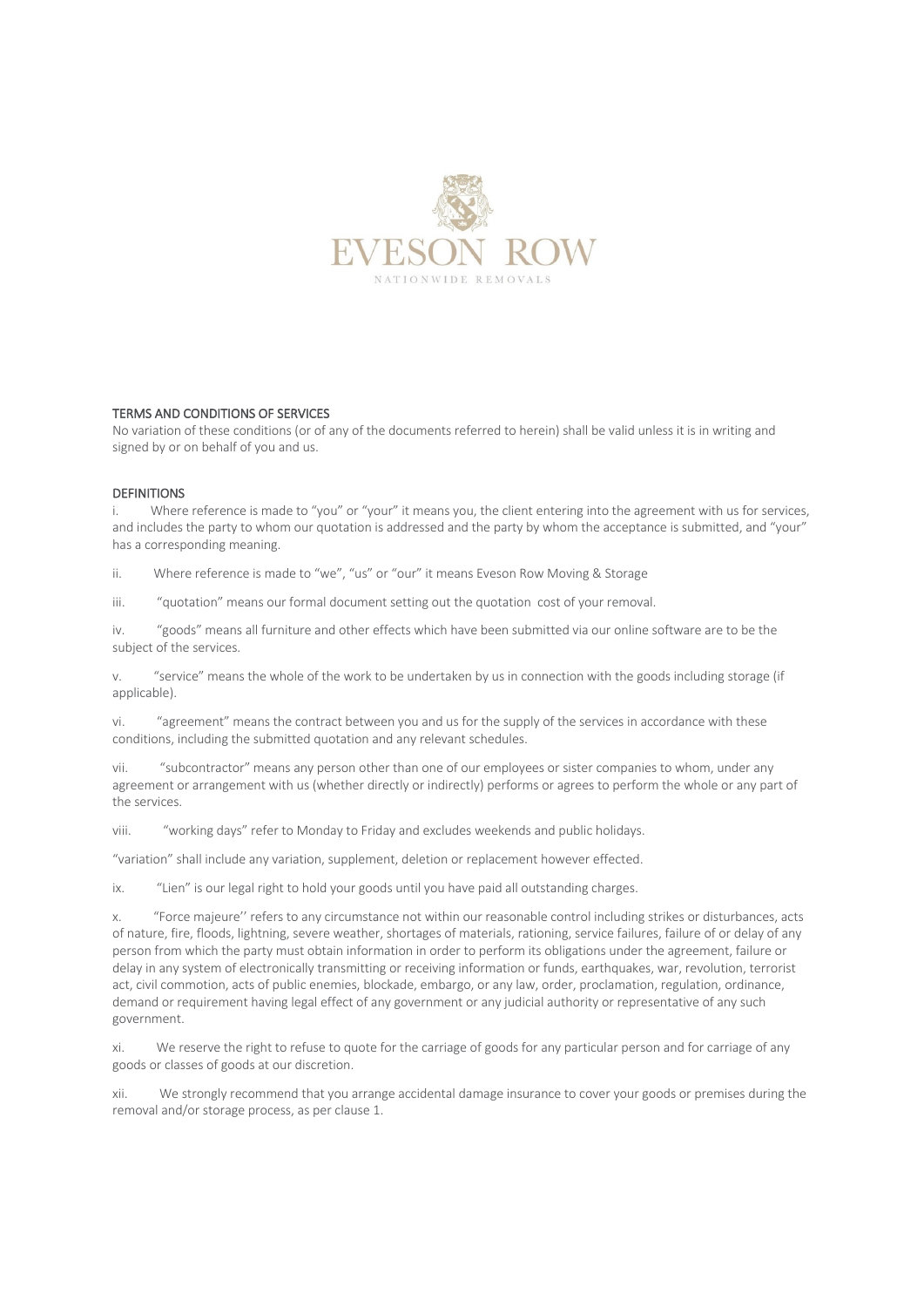EVESON ROW

NATIONWIDE REMOVALS

## TERMS AND CONDITIONS OF SERVICES

No variation of these conditions (or of any of the documents referred to herein) shall be valid unless it is in writing and signed by or on behalf of you and us.

### DEFINITIONS

i. Where reference is made to "you" or "your" it means you, the client entering into the agreement with us for services, and includes the party to whom our quotation is addressed and the party by whom the acceptance is submitted, and "your" has a corresponding meaning.

ii. Where reference is made to "we", "us" or "our" it means Eveson Row Moving & Storage

iii. "quotation" means our formal document setting out the quotation cost of your removal.

iv. "goods" means all furniture and other effects which have been submitted via our online software are to be the subject of the services.

v. "service" means the whole of the work to be undertaken by us in connection with the goods including storage (if applicable).

vi. "agreement" means the contract between you and us for the supply of the services in accordance with these conditions, including the submitted quotation and any relevant schedules.

vii. "subcontractor" means any person other than one of our employees or sister companies to whom, under any agreement or arrangement with us (whether directly or indirectly) performs or agrees to perform the whole or any part of the services.

viii. "working days" refer to Monday to Friday and excludes weekends and public holidays.

"variation" shall include any variation, supplement, deletion or replacement however effected.

ix. "Lien" is our legal right to hold your goods until you have paid all outstanding charges.

x. "Force majeure'' refers to any circumstance not within our reasonable control including strikes or disturbances, acts of nature, fire, floods, lightning, severe weather, shortages of materials, rationing, service failures, failure of or delay of any person from which the party must obtain information in order to perform its obligations under the agreement, failure or delay in any system of electronically transmitting or receiving information or funds, earthquakes, war, revolution, terrorist act, civil commotion, acts of public enemies, blockade, embargo, or any law, order, proclamation, regulation, ordinance, demand or requirement having legal effect of any government or any judicial authority or representative of any such government.

xi. We reserve the right to refuse to quote for the carriage of goods for any particular person and for carriage of any goods or classes of goods at our discretion.

xii. We strongly recommend that you arrange accidental damage insurance to cover your goods or premises during the removal and/or storage process, as per clause 1.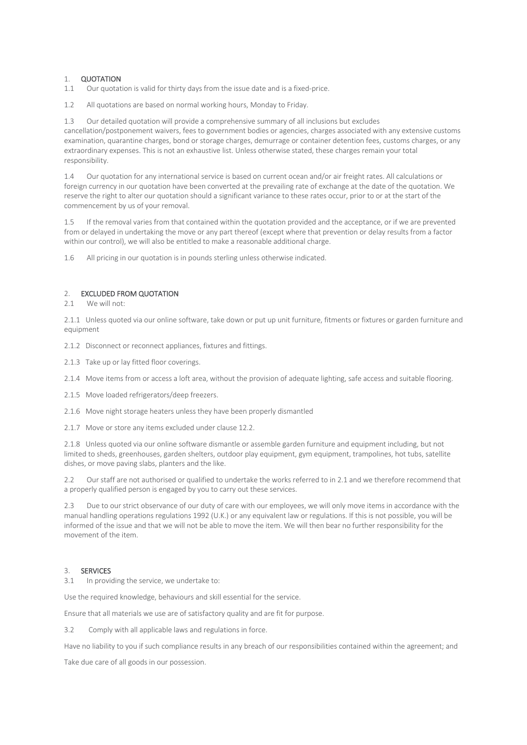## 1. QUOTATION

1.1 Our quotation is valid for thirty days from the issue date and is a fixed-price.

1.2 All quotations are based on normal working hours, Monday to Friday.

1.3 Our detailed quotation will provide a comprehensive summary of all inclusions but excludes cancellation/postponement waivers, fees to government bodies or agencies, charges associated with any extensive customs examination, quarantine charges, bond or storage charges, demurrage or container detention fees, customs charges, or any extraordinary expenses. This is not an exhaustive list. Unless otherwise stated, these charges remain your total responsibility.

1.4 Our quotation for any international service is based on current ocean and/or air freight rates. All calculations or foreign currency in our quotation have been converted at the prevailing rate of exchange at the date of the quotation. We reserve the right to alter our quotation should a significant variance to these rates occur, prior to or at the start of the commencement by us of your removal.

1.5 If the removal varies from that contained within the quotation provided and the acceptance, or if we are prevented from or delayed in undertaking the move or any part thereof (except where that prevention or delay results from a factor within our control), we will also be entitled to make a reasonable additional charge.

1.6 All pricing in our quotation is in pounds sterling unless otherwise indicated.

## 2. EXCLUDED FROM QUOTATION

2.1 We will not:

2.1.1 Unless quoted via our online software, take down or put up unit furniture, fitments or fixtures or garden furniture and equipment

2.1.2 Disconnect or reconnect appliances, fixtures and fittings.

2.1.3 Take up or lay fitted floor coverings.

2.1.4 Move items from or access a loft area, without the provision of adequate lighting, safe access and suitable flooring.

2.1.5 Move loaded refrigerators/deep freezers.

2.1.6 Move night storage heaters unless they have been properly dismantled

2.1.7 Move or store any items excluded under clause 12.2.

2.1.8 Unless quoted via our online software dismantle or assemble garden furniture and equipment including, but not limited to sheds, greenhouses, garden shelters, outdoor play equipment, gym equipment, trampolines, hot tubs, satellite dishes, or move paving slabs, planters and the like.

2.2 Our staff are not authorised or qualified to undertake the works referred to in 2.1 and we therefore recommend that a properly qualified person is engaged by you to carry out these services.

2.3 Due to our strict observance of our duty of care with our employees, we will only move items in accordance with the manual handling operations regulations 1992 (U.K.) or any equivalent law or regulations. If this is not possible, you will be informed of the issue and that we will not be able to move the item. We will then bear no further responsibility for the movement of the item.

## 3. SERVICES

3.1 In providing the service, we undertake to:

Use the required knowledge, behaviours and skill essential for the service.

Ensure that all materials we use are of satisfactory quality and are fit for purpose.

3.2 Comply with all applicable laws and regulations in force.

Have no liability to you if such compliance results in any breach of our responsibilities contained within the agreement; and

Take due care of all goods in our possession.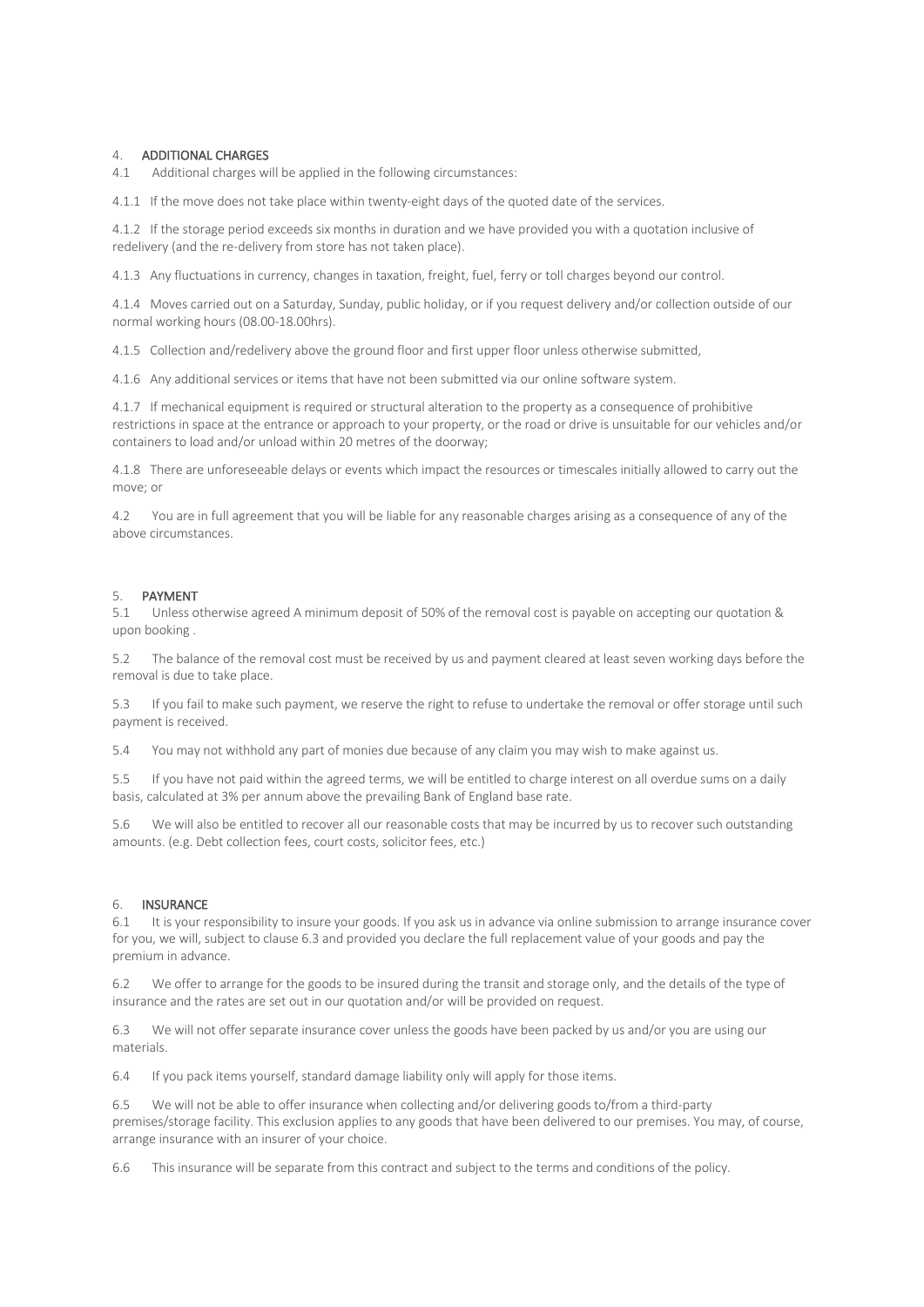## 4. ADDITIONAL CHARGES

4.1 Additional charges will be applied in the following circumstances:

4.1.1 If the move does not take place within twenty-eight days of the quoted date of the services.

4.1.2 If the storage period exceeds six months in duration and we have provided you with a quotation inclusive of redelivery (and the re-delivery from store has not taken place).

4.1.3 Any fluctuations in currency, changes in taxation, freight, fuel, ferry or toll charges beyond our control.

4.1.4 Moves carried out on a Saturday, Sunday, public holiday, or if you request delivery and/or collection outside of our normal working hours (08.00-18.00hrs).

4.1.5 Collection and/redelivery above the ground floor and first upper floor unless otherwise submitted,

4.1.6 Any additional services or items that have not been submitted via our online software system.

4.1.7 If mechanical equipment is required or structural alteration to the property as a consequence of prohibitive restrictions in space at the entrance or approach to your property, or the road or drive is unsuitable for our vehicles and/or containers to load and/or unload within 20 metres of the doorway;

4.1.8 There are unforeseeable delays or events which impact the resources or timescales initially allowed to carry out the move; or

4.2 You are in full agreement that you will be liable for any reasonable charges arising as a consequence of any of the above circumstances.

## 5. PAYMENT

5.1 Unless otherwise agreed A minimum deposit of 50% of the removal cost is payable on accepting our quotation & upon booking .

5.2 The balance of the removal cost must be received by us and payment cleared at least seven working days before the removal is due to take place.

5.3 If you fail to make such payment, we reserve the right to refuse to undertake the removal or offer storage until such payment is received.

5.4 You may not withhold any part of monies due because of any claim you may wish to make against us.

5.5 If you have not paid within the agreed terms, we will be entitled to charge interest on all overdue sums on a daily basis, calculated at 3% per annum above the prevailing Bank of England base rate.

5.6 We will also be entitled to recover all our reasonable costs that may be incurred by us to recover such outstanding amounts. (e.g. Debt collection fees, court costs, solicitor fees, etc.)

## 6. INSURANCE

6.1 It is your responsibility to insure your goods. If you ask us in advance via online submission to arrange insurance cover for you, we will, subject to clause 6.3 and provided you declare the full replacement value of your goods and pay the premium in advance.

6.2 We offer to arrange for the goods to be insured during the transit and storage only, and the details of the type of insurance and the rates are set out in our quotation and/or will be provided on request.

6.3 We will not offer separate insurance cover unless the goods have been packed by us and/or you are using our materials.

6.4 If you pack items yourself, standard damage liability only will apply for those items.

6.5 We will not be able to offer insurance when collecting and/or delivering goods to/from a third-party premises/storage facility. This exclusion applies to any goods that have been delivered to our premises. You may, of course, arrange insurance with an insurer of your choice.

6.6 This insurance will be separate from this contract and subject to the terms and conditions of the policy.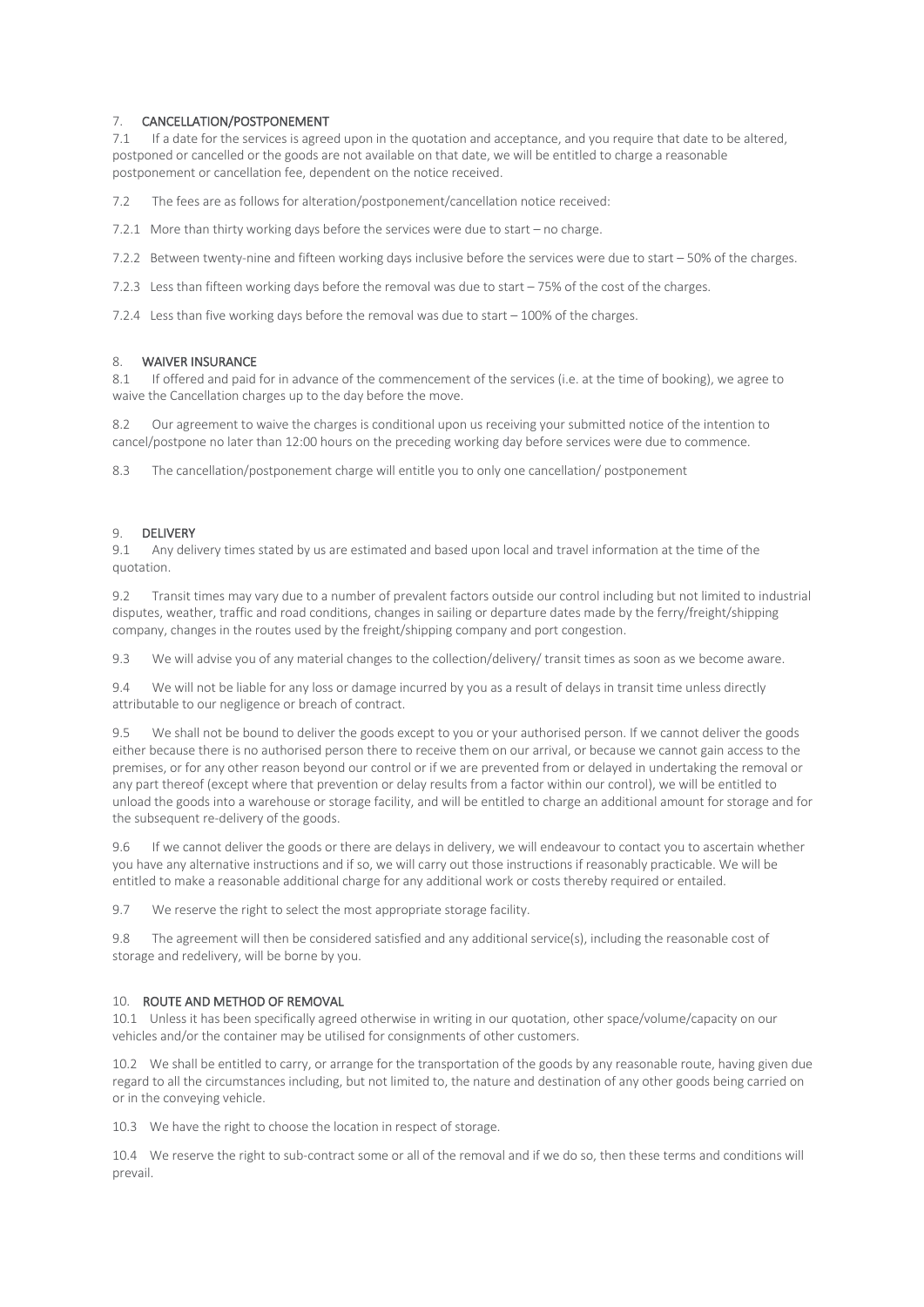## 7. CANCELLATION/POSTPONEMENT

7.1 If a date for the services is agreed upon in the quotation and acceptance, and you require that date to be altered, postponed or cancelled or the goods are not available on that date, we will be entitled to charge a reasonable postponement or cancellation fee, dependent on the notice received.

7.2 The fees are as follows for alteration/postponement/cancellation notice received:

7.2.1 More than thirty working days before the services were due to start – no charge.

7.2.2 Between twenty-nine and fifteen working days inclusive before the services were due to start – 50% of the charges.

7.2.3 Less than fifteen working days before the removal was due to start – 75% of the cost of the charges.

7.2.4 Less than five working days before the removal was due to start – 100% of the charges.

## 8. WAIVER INSURANCE

8.1 If offered and paid for in advance of the commencement of the services (i.e. at the time of booking), we agree to waive the Cancellation charges up to the day before the move.

8.2 Our agreement to waive the charges is conditional upon us receiving your submitted notice of the intention to cancel/postpone no later than 12:00 hours on the preceding working day before services were due to commence.

8.3 The cancellation/postponement charge will entitle you to only one cancellation/ postponement

## 9. DELIVERY

9.1 Any delivery times stated by us are estimated and based upon local and travel information at the time of the quotation.

9.2 Transit times may vary due to a number of prevalent factors outside our control including but not limited to industrial disputes, weather, traffic and road conditions, changes in sailing or departure dates made by the ferry/freight/shipping company, changes in the routes used by the freight/shipping company and port congestion.

9.3 We will advise you of any material changes to the collection/delivery/ transit times as soon as we become aware.

9.4 We will not be liable for any loss or damage incurred by you as a result of delays in transit time unless directly attributable to our negligence or breach of contract.

9.5 We shall not be bound to deliver the goods except to you or your authorised person. If we cannot deliver the goods either because there is no authorised person there to receive them on our arrival, or because we cannot gain access to the premises, or for any other reason beyond our control or if we are prevented from or delayed in undertaking the removal or any part thereof (except where that prevention or delay results from a factor within our control), we will be entitled to unload the goods into a warehouse or storage facility, and will be entitled to charge an additional amount for storage and for the subsequent re-delivery of the goods.

9.6 If we cannot deliver the goods or there are delays in delivery, we will endeavour to contact you to ascertain whether you have any alternative instructions and if so, we will carry out those instructions if reasonably practicable. We will be entitled to make a reasonable additional charge for any additional work or costs thereby required or entailed.

9.7 We reserve the right to select the most appropriate storage facility.

9.8 The agreement will then be considered satisfied and any additional service(s), including the reasonable cost of storage and redelivery, will be borne by you.

## 10. ROUTE AND METHOD OF REMOVAL

10.1 Unless it has been specifically agreed otherwise in writing in our quotation, other space/volume/capacity on our vehicles and/or the container may be utilised for consignments of other customers.

10.2 We shall be entitled to carry, or arrange for the transportation of the goods by any reasonable route, having given due regard to all the circumstances including, but not limited to, the nature and destination of any other goods being carried on or in the conveying vehicle.

10.3 We have the right to choose the location in respect of storage.

10.4 We reserve the right to sub-contract some or all of the removal and if we do so, then these terms and conditions will prevail.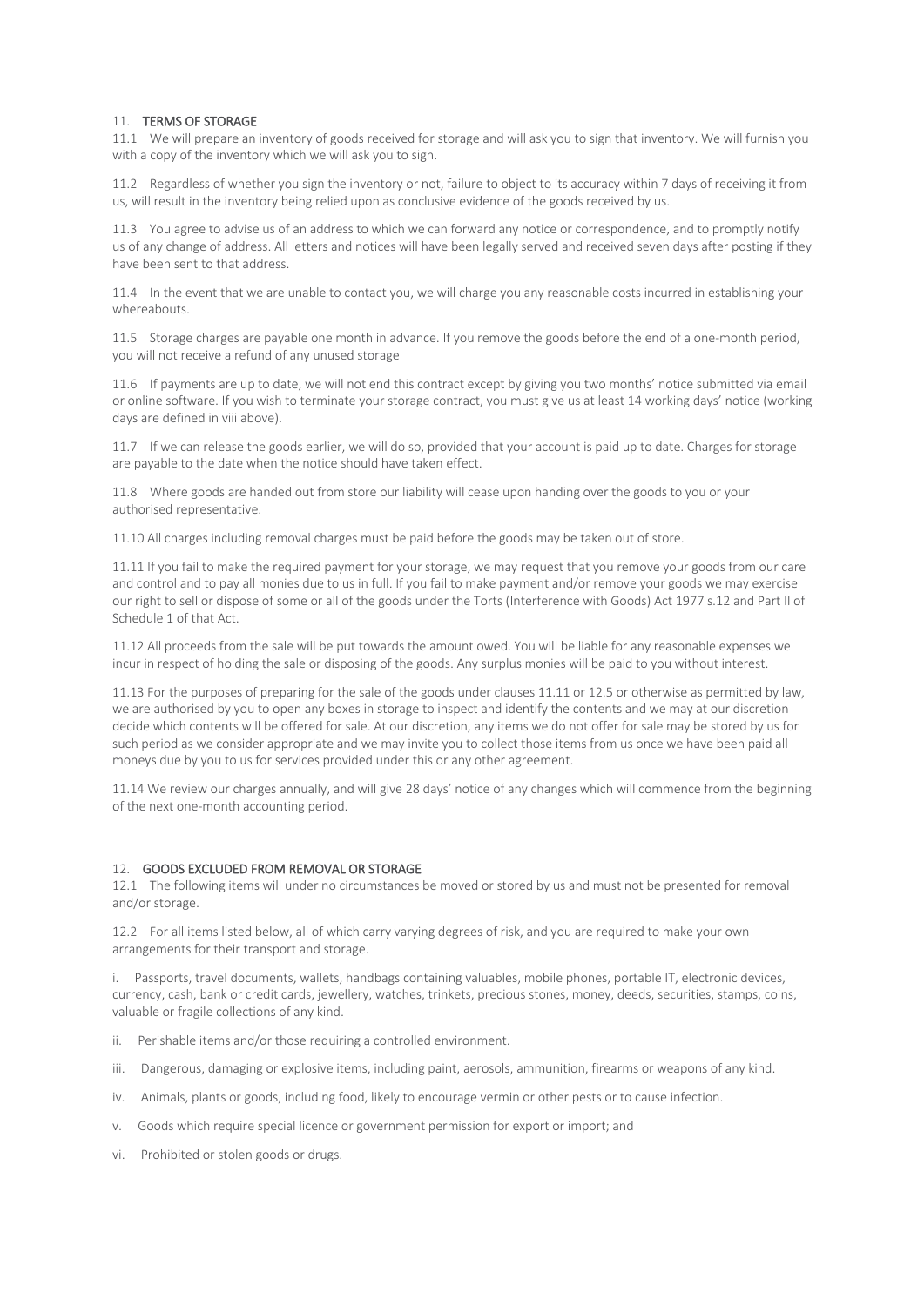## 11. **TERMS OF STORAGE**

11.1 We will prepare an inventory of goods received for storage and will ask you to sign that inventory. We will furnish you with a copy of the inventory which we will ask you to sign.

11.2 Regardless of whether you sign the inventory or not, failure to object to its accuracy within 7 days of receiving it from us, will result in the inventory being relied upon as conclusive evidence of the goods received by us.

11.3 You agree to advise us of an address to which we can forward any notice or correspondence, and to promptly notify us of any change of address. All letters and notices will have been legally served and received seven days after posting if they have been sent to that address.

11.4 In the event that we are unable to contact you, we will charge you any reasonable costs incurred in establishing your whereabouts.

11.5 Storage charges are payable one month in advance. If you remove the goods before the end of a one-month period, you will not receive a refund of any unused storage

11.6 If payments are up to date, we will not end this contract except by giving you two months' notice submitted via email or online software. If you wish to terminate your storage contract, you must give us at least 14 working days' notice (working days are defined in viii above).

11.7 If we can release the goods earlier, we will do so, provided that your account is paid up to date. Charges for storage are payable to the date when the notice should have taken effect.

11.8 Where goods are handed out from store our liability will cease upon handing over the goods to you or your authorised representative.

11.10 All charges including removal charges must be paid before the goods may be taken out of store.

11.11 If you fail to make the required payment for your storage, we may request that you remove your goods from our care and control and to pay all monies due to us in full. If you fail to make payment and/or remove your goods we may exercise our right to sell or dispose of some or all of the goods under the Torts (Interference with Goods) Act 1977 s.12 and Part II of Schedule 1 of that Act.

11.12 All proceeds from the sale will be put towards the amount owed. You will be liable for any reasonable expenses we incur in respect of holding the sale or disposing of the goods. Any surplus monies will be paid to you without interest.

11.13 For the purposes of preparing for the sale of the goods under clauses 11.11 or 12.5 or otherwise as permitted by law, we are authorised by you to open any boxes in storage to inspect and identify the contents and we may at our discretion decide which contents will be offered for sale. At our discretion, any items we do not offer for sale may be stored by us for such period as we consider appropriate and we may invite you to collect those items from us once we have been paid all moneys due by you to us for services provided under this or any other agreement.

11.14 We review our charges annually, and will give 28 days' notice of any changes which will commence from the beginning of the next one-month accounting period.

## 12. **GOODS EXCLUDED FROM REMOVAL OR STORAGE**

12.1 The following items will under no circumstances be moved or stored by us and must not be presented for removal and/or storage.

12.2 For all items listed below, all of which carry varying degrees of risk, and you are required to make your own arrangements for their transport and storage.

i. Passports, travel documents, wallets, handbags containing valuables, mobile phones, portable IT, electronic devices, currency, cash, bank or credit cards, jewellery, watches, trinkets, precious stones, money, deeds, securities, stamps, coins, valuable or fragile collections of any kind.

ii. Perishable items and/or those requiring a controlled environment.

iii. Dangerous, damaging or explosive items, including paint, aerosols, ammunition, firearms or weapons of any kind.

iv. Animals, plants or goods, including food, likely to encourage vermin or other pests or to cause infection.

v. Goods which require special licence or government permission for export or import; and

vi. Prohibited or stolen goods or drugs.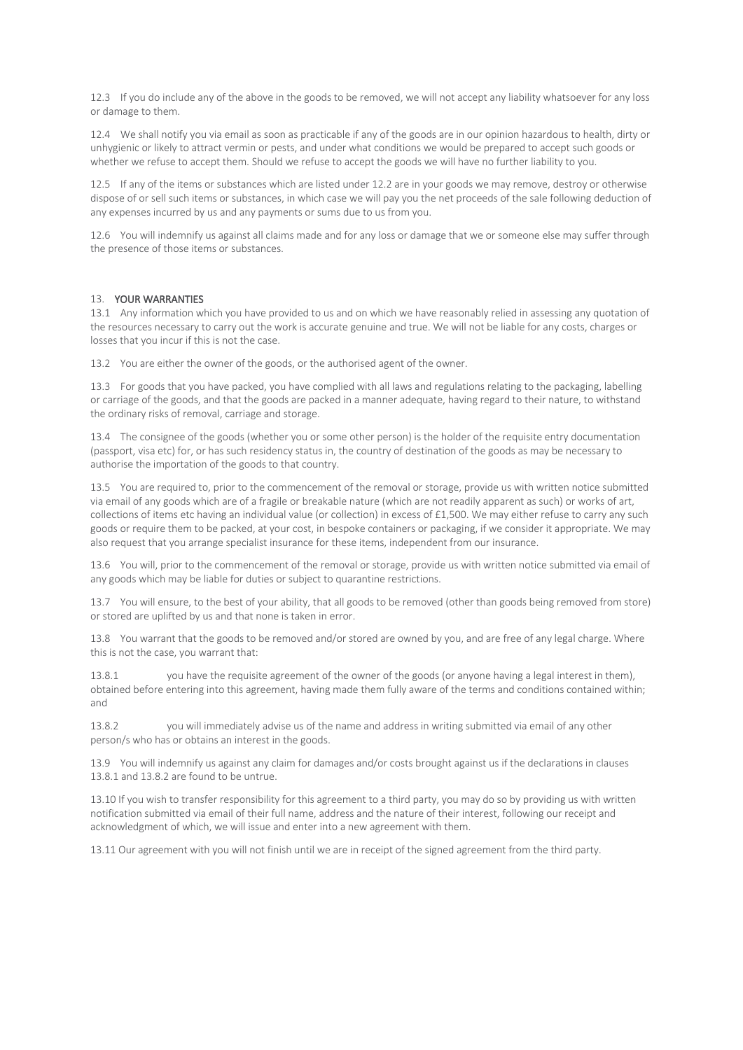12.3 If you do include any of the above in the goods to be removed, we will not accept any liability whatsoever for any loss or damage to them.

12.4 We shall notify you via email as soon as practicable if any of the goods are in our opinion hazardous to health, dirty or unhygienic or likely to attract vermin or pests, and under what conditions we would be prepared to accept such goods or whether we refuse to accept them. Should we refuse to accept the goods we will have no further liability to you.

12.5 If any of the items or substances which are listed under 12.2 are in your goods we may remove, destroy or otherwise dispose of or sell such items or substances, in which case we will pay you the net proceeds of the sale following deduction of any expenses incurred by us and any payments or sums due to us from you.

12.6 You will indemnify us against all claims made and for any loss or damage that we or someone else may suffer through the presence of those items or substances.

## 13. YOUR WARRANTIES

13.1 Any information which you have provided to us and on which we have reasonably relied in assessing any quotation of the resources necessary to carry out the work is accurate genuine and true. We will not be liable for any costs, charges or losses that you incur if this is not the case.

13.2 You are either the owner of the goods, or the authorised agent of the owner.

13.3 For goods that you have packed, you have complied with all laws and regulations relating to the packaging, labelling or carriage of the goods, and that the goods are packed in a manner adequate, having regard to their nature, to withstand the ordinary risks of removal, carriage and storage.

13.4 The consignee of the goods (whether you or some other person) is the holder of the requisite entry documentation (passport, visa etc) for, or has such residency status in, the country of destination of the goods as may be necessary to authorise the importation of the goods to that country.

13.5 You are required to, prior to the commencement of the removal or storage, provide us with written notice submitted via email of any goods which are of a fragile or breakable nature (which are not readily apparent as such) or works of art, collections of items etc having an individual value (or collection) in excess of £1,500. We may either refuse to carry any such goods or require them to be packed, at your cost, in bespoke containers or packaging, if we consider it appropriate. We may also request that you arrange specialist insurance for these items, independent from our insurance.

13.6 You will, prior to the commencement of the removal or storage, provide us with written notice submitted via email of any goods which may be liable for duties or subject to quarantine restrictions.

13.7 You will ensure, to the best of your ability, that all goods to be removed (other than goods being removed from store) or stored are uplifted by us and that none is taken in error.

13.8 You warrant that the goods to be removed and/or stored are owned by you, and are free of any legal charge. Where this is not the case, you warrant that:

13.8.1 you have the requisite agreement of the owner of the goods (or anyone having a legal interest in them), obtained before entering into this agreement, having made them fully aware of the terms and conditions contained within; and

13.8.2 you will immediately advise us of the name and address in writing submitted via email of any other person/s who has or obtains an interest in the goods.

13.9 You will indemnify us against any claim for damages and/or costs brought against us if the declarations in clauses 13.8.1 and 13.8.2 are found to be untrue.

13.10 If you wish to transfer responsibility for this agreement to a third party, you may do so by providing us with written notification submitted via email of their full name, address and the nature of their interest, following our receipt and acknowledgment of which, we will issue and enter into a new agreement with them.

13.11 Our agreement with you will not finish until we are in receipt of the signed agreement from the third party.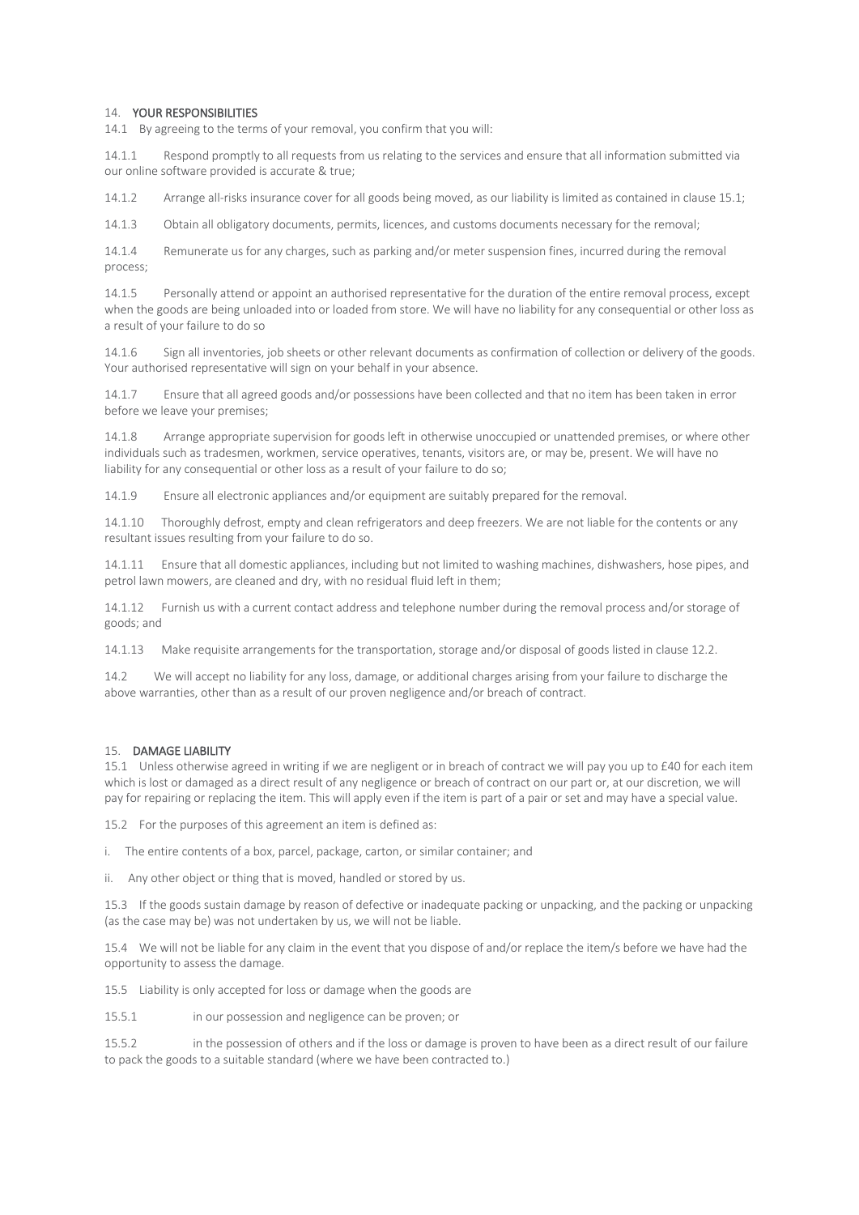## 14. YOUR RESPONSIBILITIES

14.1 By agreeing to the terms of your removal, you confirm that you will:

14.1.1 Respond promptly to all requests from us relating to the services and ensure that all information submitted via our online software provided is accurate & true;

14.1.2 Arrange all-risks insurance cover for all goods being moved, as our liability is limited as contained in clause 15.1;

14.1.3 Obtain all obligatory documents, permits, licences, and customs documents necessary for the removal;

14.1.4 Remunerate us for any charges, such as parking and/or meter suspension fines, incurred during the removal process;

14.1.5 Personally attend or appoint an authorised representative for the duration of the entire removal process, except when the goods are being unloaded into or loaded from store. We will have no liability for any consequential or other loss as a result of your failure to do so

14.1.6 Sign all inventories, job sheets or other relevant documents as confirmation of collection or delivery of the goods. Your authorised representative will sign on your behalf in your absence.

14.1.7 Ensure that all agreed goods and/or possessions have been collected and that no item has been taken in error before we leave your premises;

14.1.8 Arrange appropriate supervision for goods left in otherwise unoccupied or unattended premises, or where other individuals such as tradesmen, workmen, service operatives, tenants, visitors are, or may be, present. We will have no liability for any consequential or other loss as a result of your failure to do so;

14.1.9 Ensure all electronic appliances and/or equipment are suitably prepared for the removal.

14.1.10 Thoroughly defrost, empty and clean refrigerators and deep freezers. We are not liable for the contents or any resultant issues resulting from your failure to do so.

14.1.11 Ensure that all domestic appliances, including but not limited to washing machines, dishwashers, hose pipes, and petrol lawn mowers, are cleaned and dry, with no residual fluid left in them;

14.1.12 Furnish us with a current contact address and telephone number during the removal process and/or storage of goods; and

14.1.13 Make requisite arrangements for the transportation, storage and/or disposal of goods listed in clause 12.2.

14.2 We will accept no liability for any loss, damage, or additional charges arising from your failure to discharge the above warranties, other than as a result of our proven negligence and/or breach of contract.

## 15. DAMAGE LIABILITY

15.1 Unless otherwise agreed in writing if we are negligent or in breach of contract we will pay you up to £40 for each item which is lost or damaged as a direct result of any negligence or breach of contract on our part or, at our discretion, we will pay for repairing or replacing the item. This will apply even if the item is part of a pair or set and may have a special value.

15.2 For the purposes of this agreement an item is defined as:

i. The entire contents of a box, parcel, package, carton, or similar container; and

ii. Any other object or thing that is moved, handled or stored by us.

15.3 If the goods sustain damage by reason of defective or inadequate packing or unpacking, and the packing or unpacking (as the case may be) was not undertaken by us, we will not be liable.

15.4 We will not be liable for any claim in the event that you dispose of and/or replace the item/s before we have had the opportunity to assess the damage.

15.5 Liability is only accepted for loss or damage when the goods are

15.5.1 in our possession and negligence can be proven; or

15.5.2 in the possession of others and if the loss or damage is proven to have been as a direct result of our failure to pack the goods to a suitable standard (where we have been contracted to.)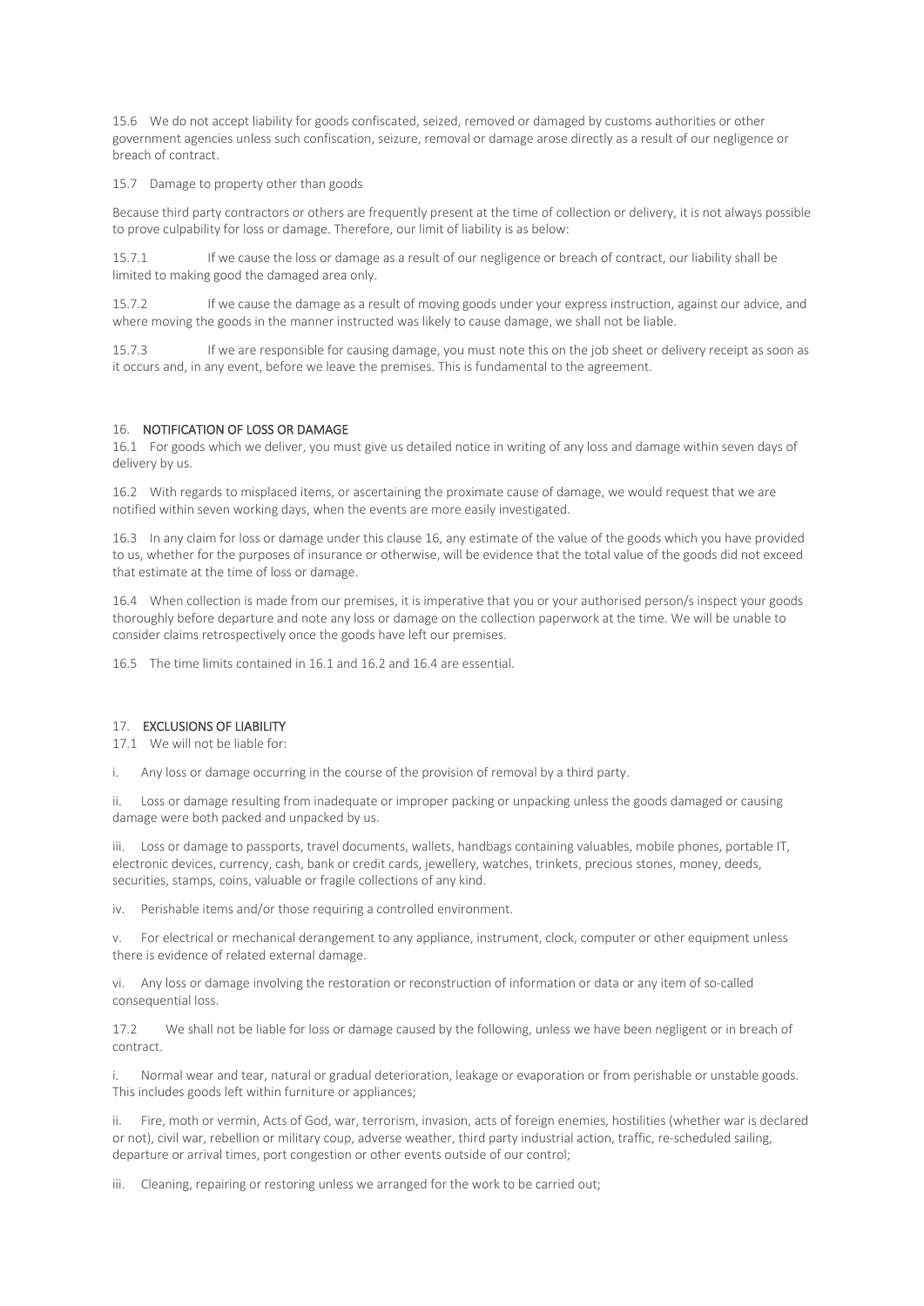15.6 We do not accept liability for goods confiscated, seized, removed or damaged by customs authorities or other government agencies unless such confiscation, seizure, removal or damage arose directly as a result of our negligence or breach of contract.

15.7 Damage to property other than goods

Because third party contractors or others are frequently present at the time of collection or delivery, it is not always possible to prove culpability for loss or damage. Therefore, our limit of liability is as below:

15.7.1 If we cause the loss or damage as a result of our negligence or breach of contract, our liability shall be limited to making good the damaged area only.

15.7.2 If we cause the damage as a result of moving goods under your express instruction, against our advice, and where moving the goods in the manner instructed was likely to cause damage, we shall not be liable.

15.7.3 If we are responsible for causing damage, you must note this on the job sheet or delivery receipt as soon as it occurs and, in any event, before we leave the premises. This is fundamental to the agreement.

## 16. NOTIFICATION OF LOSS OR DAMAGE

16.1 For goods which we deliver, you must give us detailed notice in writing of any loss and damage within seven days of delivery by us.

16.2 With regards to misplaced items, or ascertaining the proximate cause of damage, we would request that we are notified within seven working days, when the events are more easily investigated.

16.3 In any claim for loss or damage under this clause 16, any estimate of the value of the goods which you have provided to us, whether for the purposes of insurance or otherwise, will be evidence that the total value of the goods did not exceed that estimate at the time of loss or damage.

16.4 When collection is made from our premises, it is imperative that you or your authorised person/s inspect your goods thoroughly before departure and note any loss or damage on the collection paperwork at the time. We will be unable to consider claims retrospectively once the goods have left our premises.

16.5 The time limits contained in 16.1 and 16.2 and 16.4 are essential.

## 17. EXCLUSIONS OF LIABILITY

17.1 We will not be liable for:

i. Any loss or damage occurring in the course of the provision of removal by a third party.

ii. Loss or damage resulting from inadequate or improper packing or unpacking unless the goods damaged or causing damage were both packed and unpacked by us.

iii. Loss or damage to passports, travel documents, wallets, handbags containing valuables, mobile phones, portable IT, electronic devices, currency, cash, bank or credit cards, jewellery, watches, trinkets, precious stones, money, deeds, securities, stamps, coins, valuable or fragile collections of any kind.

iv. Perishable items and/or those requiring a controlled environment.

v. For electrical or mechanical derangement to any appliance, instrument, clock, computer or other equipment unless there is evidence of related external damage.

vi. Any loss or damage involving the restoration or reconstruction of information or data or any item of so-called consequential loss.

17.2 We shall not be liable for loss or damage caused by the following, unless we have been negligent or in breach of contract.

i. Normal wear and tear, natural or gradual deterioration, leakage or evaporation or from perishable or unstable goods. This includes goods left within furniture or appliances;

ii. Fire, moth or vermin, Acts of God, war, terrorism, invasion, acts of foreign enemies, hostilities (whether war is declared or not), civil war, rebellion or military coup, adverse weather, third party industrial action, traffic, re-scheduled sailing, departure or arrival times, port congestion or other events outside of our control;

iii. Cleaning, repairing or restoring unless we arranged for the work to be carried out;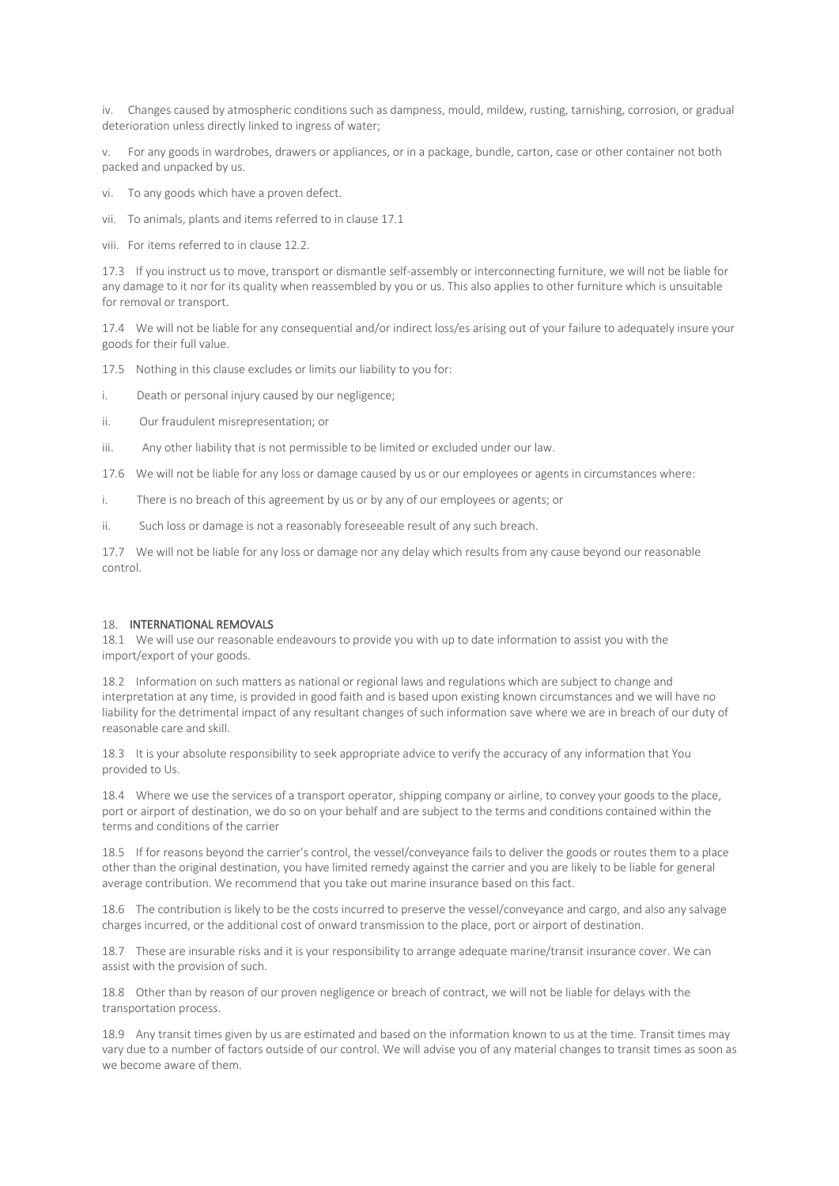iv. Changes caused by atmospheric conditions such as dampness, mould, mildew, rusting, tarnishing, corrosion, or gradual deterioration unless directly linked to ingress of water;

v. For any goods in wardrobes, drawers or appliances, or in a package, bundle, carton, case or other container not both packed and unpacked by us.

vi. To any goods which have a proven defect.

vii. To animals, plants and items referred to in clause 17.1

viii. For items referred to in clause 12.2.

17.3 If you instruct us to move, transport or dismantle self-assembly or interconnecting furniture, we will not be liable for any damage to it nor for its quality when reassembled by you or us. This also applies to other furniture which is unsuitable for removal or transport.

17.4 We will not be liable for any consequential and/or indirect loss/es arising out of your failure to adequately insure your goods for their full value.

17.5 Nothing in this clause excludes or limits our liability to you for:

i. Death or personal injury caused by our negligence;

ii. Our fraudulent misrepresentation; or

iii. Any other liability that is not permissible to be limited or excluded under our law.

17.6 We will not be liable for any loss or damage caused by us or our employees or agents in circumstances where:

i. There is no breach of this agreement by us or by any of our employees or agents; or

ii. Such loss or damage is not a reasonably foreseeable result of any such breach.

17.7 We will not be liable for any loss or damage nor any delay which results from any cause beyond our reasonable control.

## 18. **INTERNATIONAL REMOVALS**

18.1 We will use our reasonable endeavours to provide you with up to date information to assist you with the import/export of your goods.

18.2 Information on such matters as national or regional laws and regulations which are subject to change and interpretation at any time, is provided in good faith and is based upon existing known circumstances and we will have no liability for the detrimental impact of any resultant changes of such information save where we are in breach of our duty of reasonable care and skill.

18.3 It is your absolute responsibility to seek appropriate advice to verify the accuracy of any information that You provided to Us.

18.4 Where we use the services of a transport operator, shipping company or airline, to convey your goods to the place, port or airport of destination, we do so on your behalf and are subject to the terms and conditions contained within the terms and conditions of the carrier

18.5 If for reasons beyond the carrier's control, the vessel/conveyance fails to deliver the goods or routes them to a place other than the original destination, you have limited remedy against the carrier and you are likely to be liable for general average contribution. We recommend that you take out marine insurance based on this fact.

18.6 The contribution is likely to be the costs incurred to preserve the vessel/conveyance and cargo, and also any salvage charges incurred, or the additional cost of onward transmission to the place, port or airport of destination.

18.7 These are insurable risks and it is your responsibility to arrange adequate marine/transit insurance cover. We can assist with the provision of such.

18.8 Other than by reason of our proven negligence or breach of contract, we will not be liable for delays with the transportation process.

18.9 Any transit times given by us are estimated and based on the information known to us at the time. Transit times may vary due to a number of factors outside of our control. We will advise you of any material changes to transit times as soon as we become aware of them.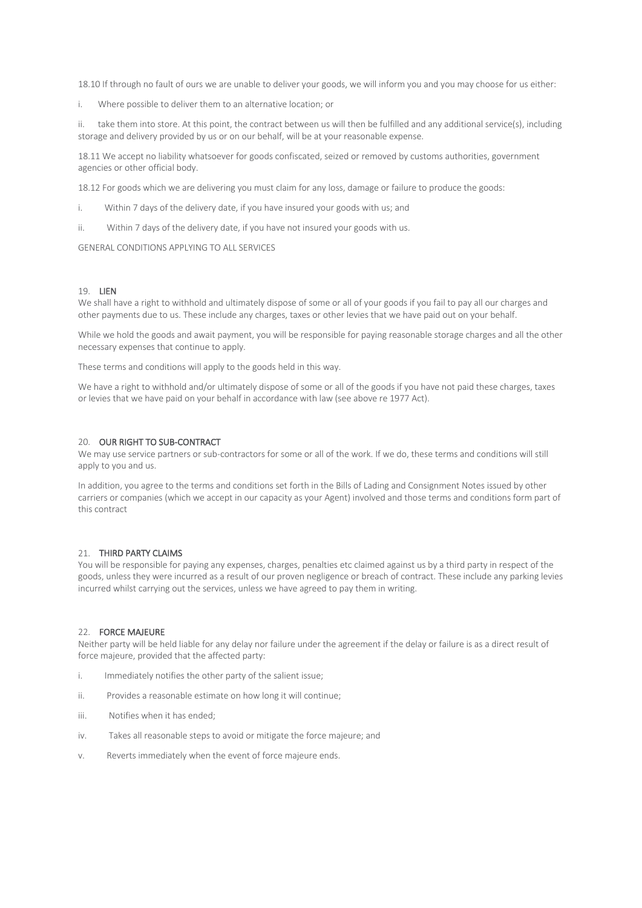18.10 If through no fault of ours we are unable to deliver your goods, we will inform you and you may choose for us either:

i. Where possible to deliver them to an alternative location; or

ii. take them into store. At this point, the contract between us will then be fulfilled and any additional service(s), including storage and delivery provided by us or on our behalf, will be at your reasonable expense.

18.11 We accept no liability whatsoever for goods confiscated, seized or removed by customs authorities, government agencies or other official body.

18.12 For goods which we are delivering you must claim for any loss, damage or failure to produce the goods:

i. Within 7 days of the delivery date, if you have insured your goods with us; and

ii. Within 7 days of the delivery date, if you have not insured your goods with us.

GENERAL CONDITIONS APPLYING TO ALL SERVICES

## 19. LIEN

We shall have a right to withhold and ultimately dispose of some or all of your goods if you fail to pay all our charges and other payments due to us. These include any charges, taxes or other levies that we have paid out on your behalf.

While we hold the goods and await payment, you will be responsible for paying reasonable storage charges and all the other necessary expenses that continue to apply.

These terms and conditions will apply to the goods held in this way.

We have a right to withhold and/or ultimately dispose of some or all of the goods if you have not paid these charges, taxes or levies that we have paid on your behalf in accordance with law (see above re 1977 Act).

## 20. OUR RIGHT TO SUB-CONTRACT

We may use service partners or sub-contractors for some or all of the work. If we do, these terms and conditions will still apply to you and us.

In addition, you agree to the terms and conditions set forth in the Bills of Lading and Consignment Notes issued by other carriers or companies (which we accept in our capacity as your Agent) involved and those terms and conditions form part of this contract

## 21. THIRD PARTY CLAIMS

You will be responsible for paying any expenses, charges, penalties etc claimed against us by a third party in respect of the goods, unless they were incurred as a result of our proven negligence or breach of contract. These include any parking levies incurred whilst carrying out the services, unless we have agreed to pay them in writing.

## 22. FORCE MAJEURE

Neither party will be held liable for any delay nor failure under the agreement if the delay or failure is as a direct result of force majeure, provided that the affected party:

i. Immediately notifies the other party of the salient issue;

ii. Provides a reasonable estimate on how long it will continue;

iii. Notifies when it has ended;

iv. Takes all reasonable steps to avoid or mitigate the force majeure; and

v. Reverts immediately when the event of force majeure ends.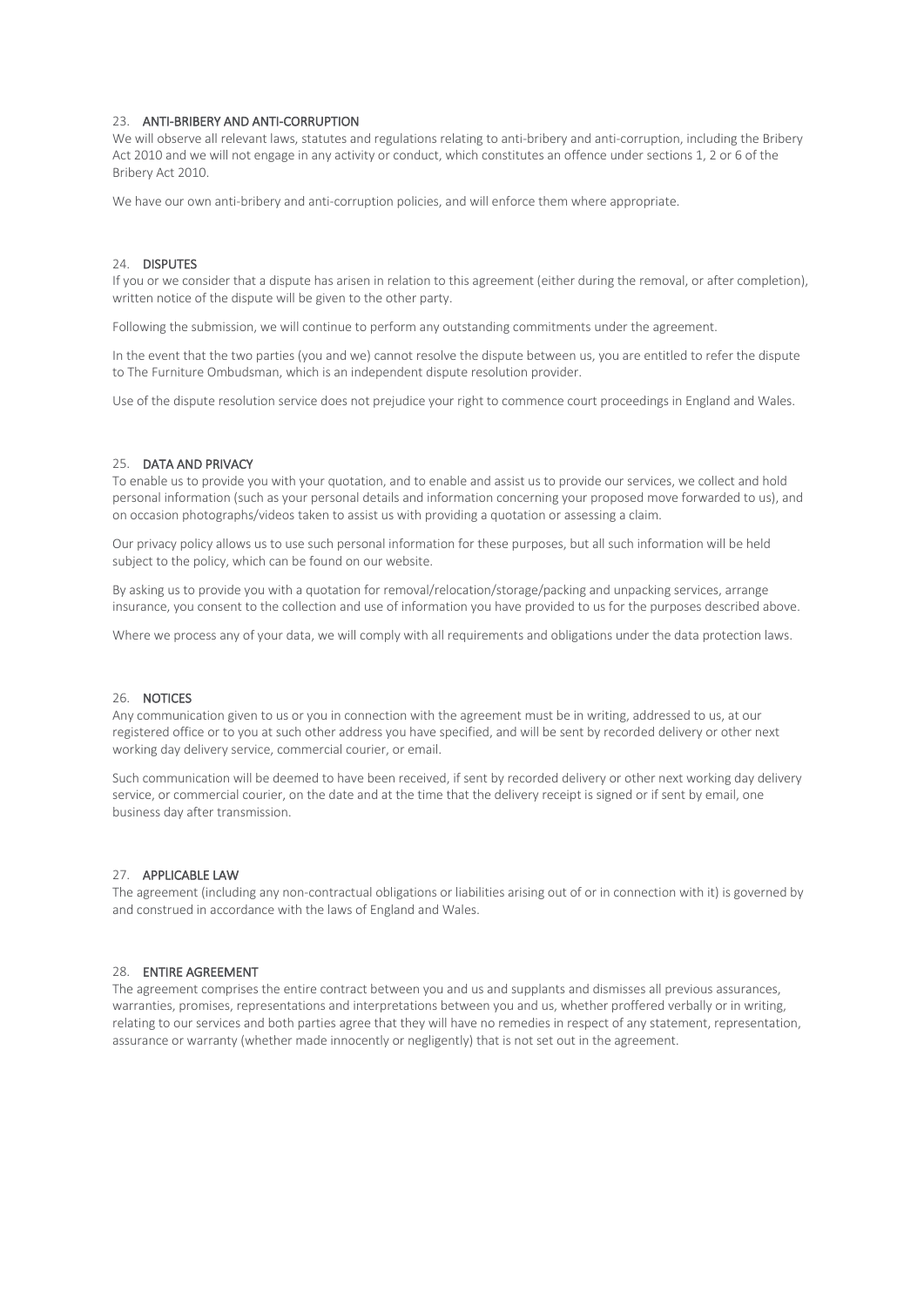## 23. ANTI-BRIBERY AND ANTI-CORRUPTION

We will observe all relevant laws, statutes and regulations relating to anti-bribery and anti-corruption, including the Bribery Act 2010 and we will not engage in any activity or conduct, which constitutes an offence under sections 1, 2 or 6 of the Bribery Act 2010.

We have our own anti-bribery and anti-corruption policies, and will enforce them where appropriate.

## 24. DISPUTES

If you or we consider that a dispute has arisen in relation to this agreement (either during the removal, or after completion), written notice of the dispute will be given to the other party.

Following the submission, we will continue to perform any outstanding commitments under the agreement.

In the event that the two parties (you and we) cannot resolve the dispute between us, you are entitled to refer the dispute to The Furniture Ombudsman, which is an independent dispute resolution provider.

Use of the dispute resolution service does not prejudice your right to commence court proceedings in England and Wales.

## 25. DATA AND PRIVACY

To enable us to provide you with your quotation, and to enable and assist us to provide our services, we collect and hold personal information (such as your personal details and information concerning your proposed move forwarded to us), and on occasion photographs/videos taken to assist us with providing a quotation or assessing a claim.

Our privacy policy allows us to use such personal information for these purposes, but all such information will be held subject to the policy, which can be found on our website.

By asking us to provide you with a quotation for removal/relocation/storage/packing and unpacking services, arrange insurance, you consent to the collection and use of information you have provided to us for the purposes described above.

Where we process any of your data, we will comply with all requirements and obligations under the data protection laws.

## 26. NOTICES

Any communication given to us or you in connection with the agreement must be in writing, addressed to us, at our registered office or to you at such other address you have specified, and will be sent by recorded delivery or other next working day delivery service, commercial courier, or email.

Such communication will be deemed to have been received, if sent by recorded delivery or other next working day delivery service, or commercial courier, on the date and at the time that the delivery receipt is signed or if sent by email, one business day after transmission.

## 27. APPLICABLE LAW

The agreement (including any non-contractual obligations or liabilities arising out of or in connection with it) is governed by and construed in accordance with the laws of England and Wales.

## 28. ENTIRE AGREEMENT

The agreement comprises the entire contract between you and us and supplants and dismisses all previous assurances, warranties, promises, representations and interpretations between you and us, whether proffered verbally or in writing, relating to our services and both parties agree that they will have no remedies in respect of any statement, representation, assurance or warranty (whether made innocently or negligently) that is not set out in the agreement.